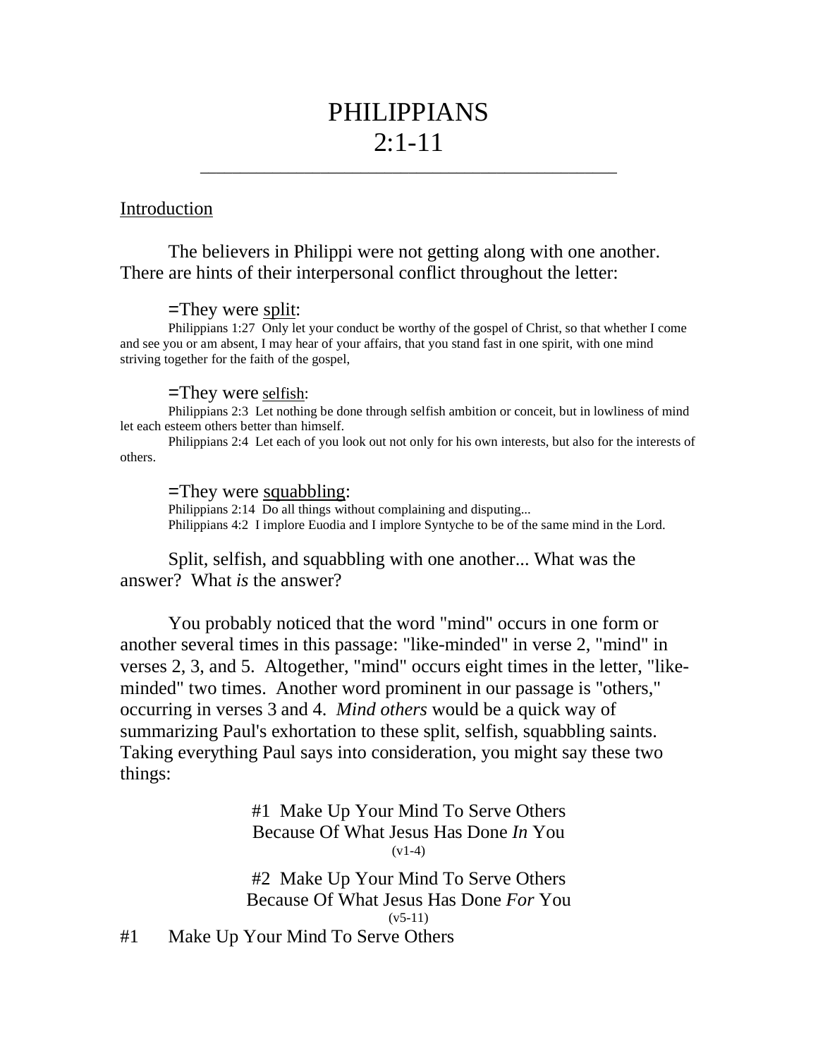# PHILIPPIANS 2:1-11

---

## Introduction

The believers in Philippi were not getting along with one another. There are hints of their interpersonal conflict throughout the letter:

=They were split:

Philippians 1:27 Only let your conduct be worthy of the gospel of Christ, so that whether I come and see you or am absent, I may hear of your affairs, that you stand fast in one spirit, with one mind striving together for the faith of the gospel,

=They were selfish:

Philippians 2:3 Let nothing be done through selfish ambition or conceit, but in lowliness of mind let each esteem others better than himself.

Philippians 2:4 Let each of you look out not only for his own interests, but also for the interests of others.

=They were squabbling:

Philippians 2:14 Do all things without complaining and disputing...

Philippians 4:2 I implore Euodia and I implore Syntyche to be of the same mind in the Lord.

Split, selfish, and squabbling with one another... What was the answer? What *is* the answer?

You probably noticed that the word "mind" occurs in one form or another several times in this passage: "like-minded" in verse 2, "mind" in verses 2, 3, and 5. Altogether, "mind" occurs eight times in the letter, "like-minded" two times. Another word prominent in our passage is "others," occurring in verses 3 and 4. *Mind others* would be a quick way of summarizing Paul's exhortation to these split, selfish, squabbling saints. Taking everything Paul says into consideration, you might say these two things:

#1 Make Up Your Mind To Serve Others Because Of What Jesus Has Done *In* You
(v1-4)

#2 Make Up Your Mind To Serve Others Because Of What Jesus Has Done *For* You
(v5-11)

## #1 Make Up Your Mind To Serve Others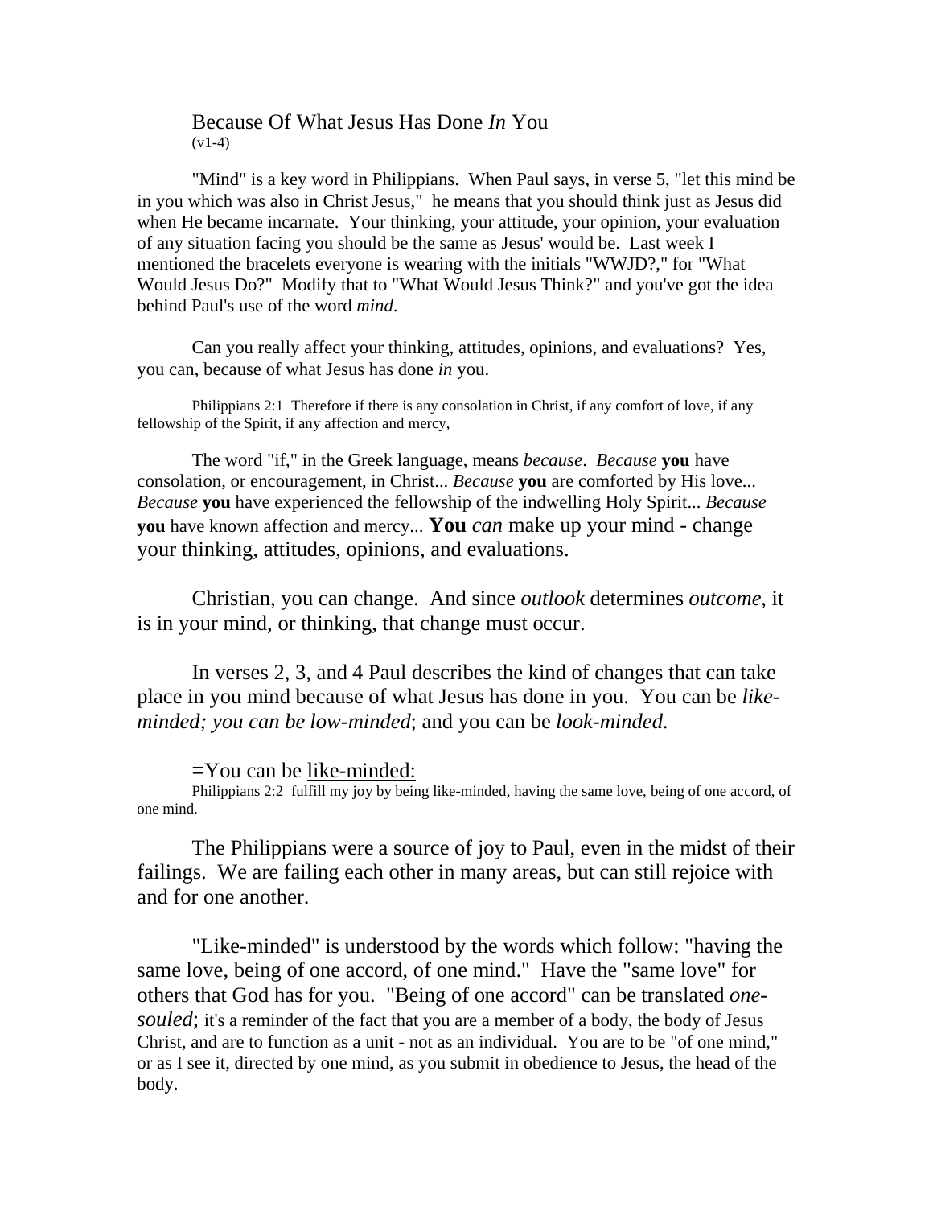Because Of What Jesus Has Done *In* You
(v1-4)

"Mind" is a key word in Philippians. When Paul says, in verse 5, "let this mind be in you which was also in Christ Jesus," he means that you should think just as Jesus did when He became incarnate. Your thinking, your attitude, your opinion, your evaluation of any situation facing you should be the same as Jesus' would be. Last week I mentioned the bracelets everyone is wearing with the initials "WWJD?," for "What Would Jesus Do?" Modify that to "What Would Jesus Think?" and you've got the idea behind Paul's use of the word *mind*.

Can you really affect your thinking, attitudes, opinions, and evaluations? Yes, you can, because of what Jesus has done *in* you.

Philippians 2:1 Therefore if there is any consolation in Christ, if any comfort of love, if any fellowship of the Spirit, if any affection and mercy,

The word "if," in the Greek language, means *because*. *Because* **you** have consolation, or encouragement, in Christ... *Because* **you** are comforted by His love... *Because* **you** have experienced the fellowship of the indwelling Holy Spirit... *Because* **you** have known affection and mercy... **You** *can* make up your mind - change your thinking, attitudes, opinions, and evaluations.

Christian, you can change. And since *outlook* determines *outcome*, it is in your mind, or thinking, that change must occur.

In verses 2, 3, and 4 Paul describes the kind of changes that can take place in you mind because of what Jesus has done in you. You can be *like-minded; you can be low-minded*; and you can be *look-minded*.

=You can be like-minded:

Philippians 2:2 fulfill my joy by being like-minded, having the same love, being of one accord, of one mind.

The Philippians were a source of joy to Paul, even in the midst of their failings. We are failing each other in many areas, but can still rejoice with and for one another.

"Like-minded" is understood by the words which follow: "having the same love, being of one accord, of one mind." Have the "same love" for others that God has for you. "Being of one accord" can be translated *one-souled*; it's a reminder of the fact that you are a member of a body, the body of Jesus Christ, and are to function as a unit - not as an individual. You are to be "of one mind," or as I see it, directed by one mind, as you submit in obedience to Jesus, the head of the body.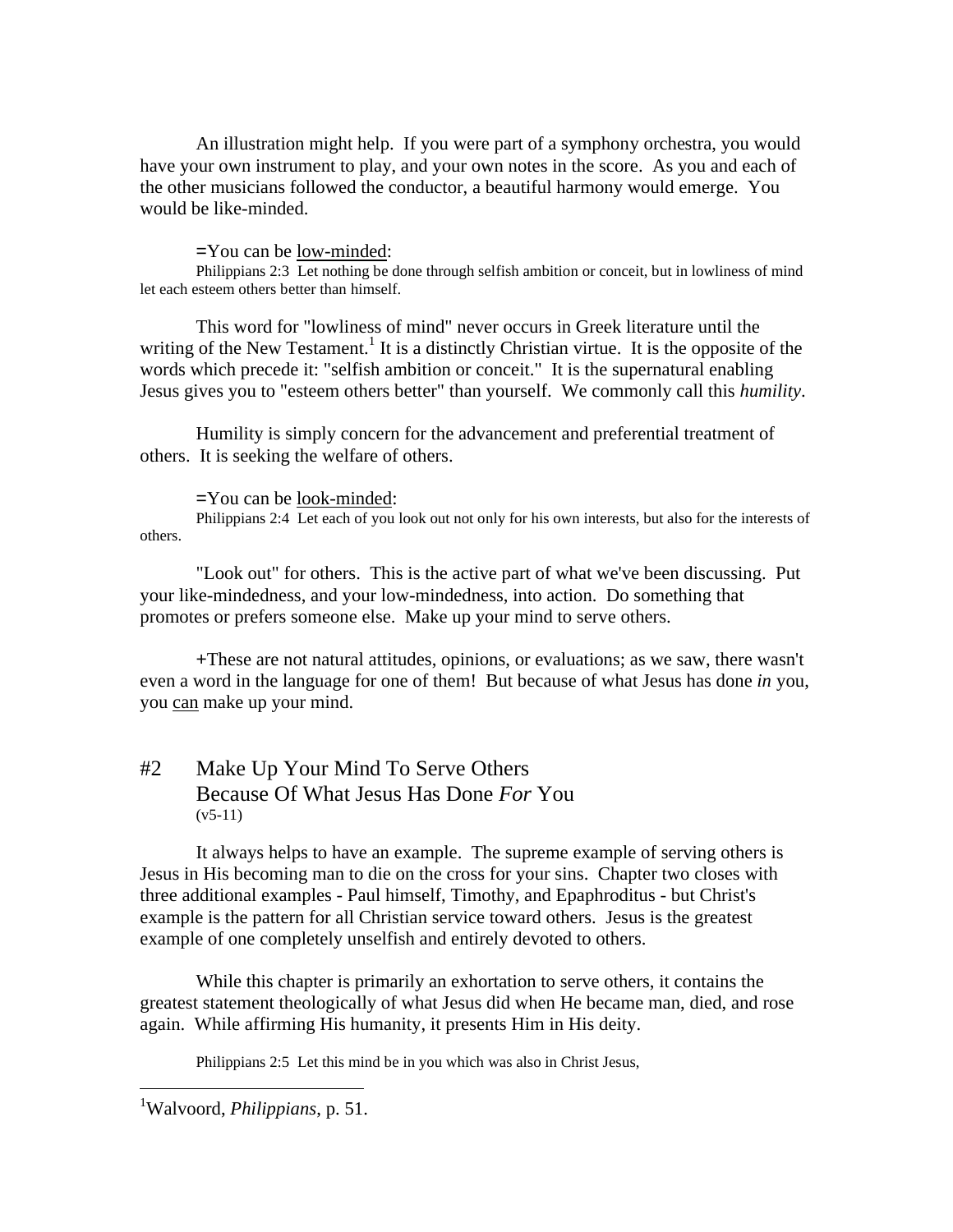An illustration might help. If you were part of a symphony orchestra, you would have your own instrument to play, and your own notes in the score. As you and each of the other musicians followed the conductor, a beautiful harmony would emerge. You would be like-minded.

=You can be <u>low-minded</u>:

Philippians 2:3 Let nothing be done through selfish ambition or conceit, but in lowliness of mind let each esteem others better than himself.

This word for "lowliness of mind" never occurs in Greek literature until the writing of the New Testament.[1] It is a distinctly Christian virtue. It is the opposite of the words which precede it: "selfish ambition or conceit." It is the supernatural enabling Jesus gives you to "esteem others better" than yourself. We commonly call this *humility*.

Humility is simply concern for the advancement and preferential treatment of others. It is seeking the welfare of others.

=You can be <u>look-minded</u>:

Philippians 2:4 Let each of you look out not only for his own interests, but also for the interests of others.

"Look out" for others. This is the active part of what we've been discussing. Put your like-mindedness, and your low-mindedness, into action. Do something that promotes or prefers someone else. Make up your mind to serve others.

+These are not natural attitudes, opinions, or evaluations; as we saw, there wasn't even a word in the language for one of them! But because of what Jesus has done *in* you, you <u>can</u> make up your mind.

## #2 Make Up Your Mind To Serve Others Because Of What Jesus Has Done *For* You

(v5-11)

It always helps to have an example. The supreme example of serving others is Jesus in His becoming man to die on the cross for your sins. Chapter two closes with three additional examples - Paul himself, Timothy, and Epaphroditus - but Christ's example is the pattern for all Christian service toward others. Jesus is the greatest example of one completely unselfish and entirely devoted to others.

While this chapter is primarily an exhortation to serve others, it contains the greatest statement theologically of what Jesus did when He became man, died, and rose again. While affirming His humanity, it presents Him in His deity.

Philippians 2:5 Let this mind be in you which was also in Christ Jesus,

---

[1] Walvoord, *Philippians*, p. 51.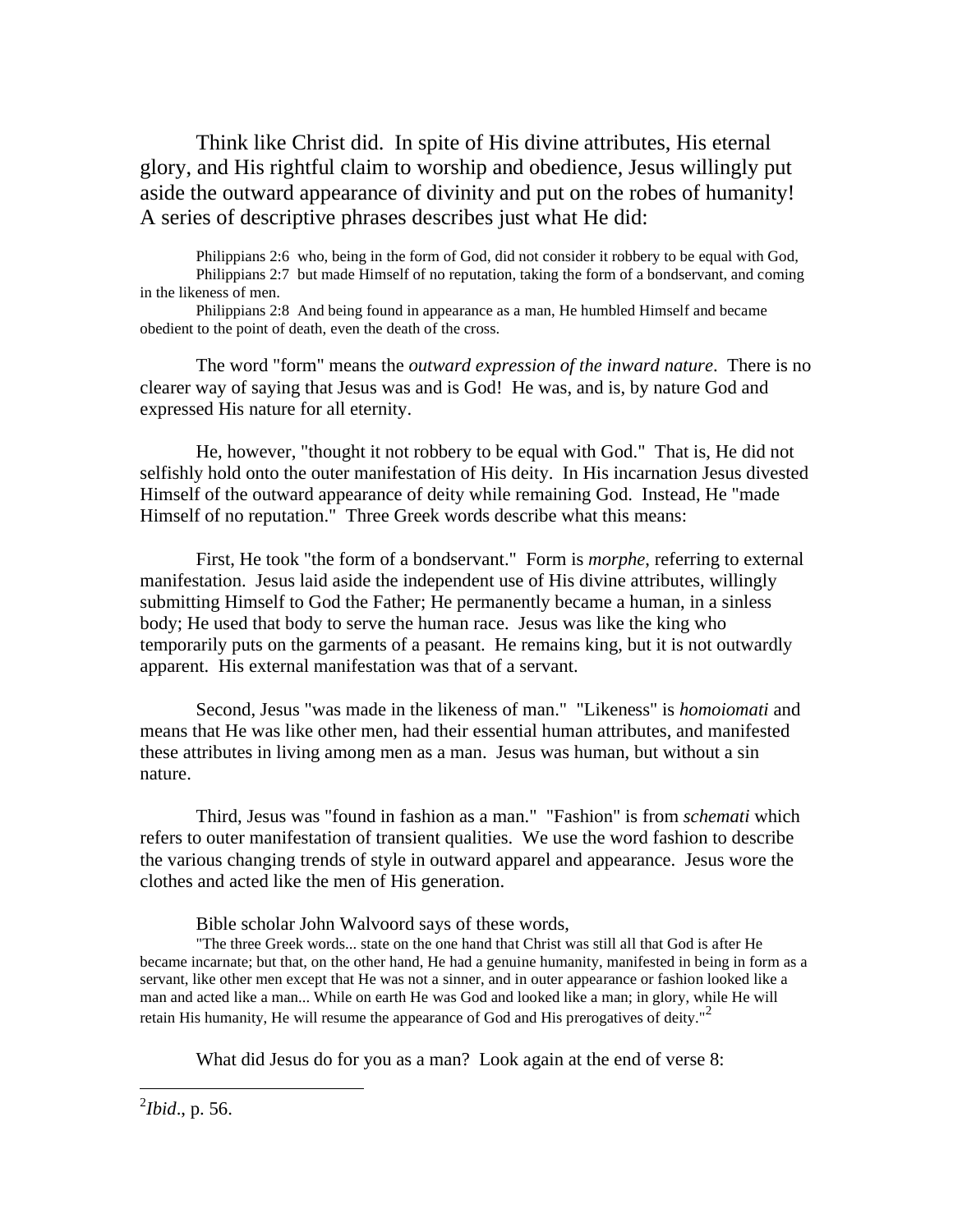Think like Christ did. In spite of His divine attributes, His eternal glory, and His rightful claim to worship and obedience, Jesus willingly put aside the outward appearance of divinity and put on the robes of humanity! A series of descriptive phrases describes just what He did:

> Philippians 2:6 who, being in the form of God, did not consider it robbery to be equal with God,
> Philippians 2:7 but made Himself of no reputation, taking the form of a bondservant, and coming in the likeness of men.
> Philippians 2:8 And being found in appearance as a man, He humbled Himself and became obedient to the point of death, even the death of the cross.

The word "form" means the *outward expression of the inward nature*. There is no clearer way of saying that Jesus was and is God! He was, and is, by nature God and expressed His nature for all eternity.

He, however, "thought it not robbery to be equal with God." That is, He did not selfishly hold onto the outer manifestation of His deity. In His incarnation Jesus divested Himself of the outward appearance of deity while remaining God. Instead, He "made Himself of no reputation." Three Greek words describe what this means:

First, He took "the form of a bondservant." Form is *morphe*, referring to external manifestation. Jesus laid aside the independent use of His divine attributes, willingly submitting Himself to God the Father; He permanently became a human, in a sinless body; He used that body to serve the human race. Jesus was like the king who temporarily puts on the garments of a peasant. He remains king, but it is not outwardly apparent. His external manifestation was that of a servant.

Second, Jesus "was made in the likeness of man." "Likeness" is *homoiomati* and means that He was like other men, had their essential human attributes, and manifested these attributes in living among men as a man. Jesus was human, but without a sin nature.

Third, Jesus was "found in fashion as a man." "Fashion" is from *schemati* which refers to outer manifestation of transient qualities. We use the word fashion to describe the various changing trends of style in outward apparel and appearance. Jesus wore the clothes and acted like the men of His generation.

Bible scholar John Walvoord says of these words,

> "The three Greek words... state on the one hand that Christ was still all that God is after He became incarnate; but that, on the other hand, He had a genuine humanity, manifested in being in form as a servant, like other men except that He was not a sinner, and in outer appearance or fashion looked like a man and acted like a man... While on earth He was God and looked like a man; in glory, while He will retain His humanity, He will resume the appearance of God and His prerogatives of deity."[2]

What did Jesus do for you as a man? Look again at the end of verse 8:

---

[2] *Ibid*., p. 56.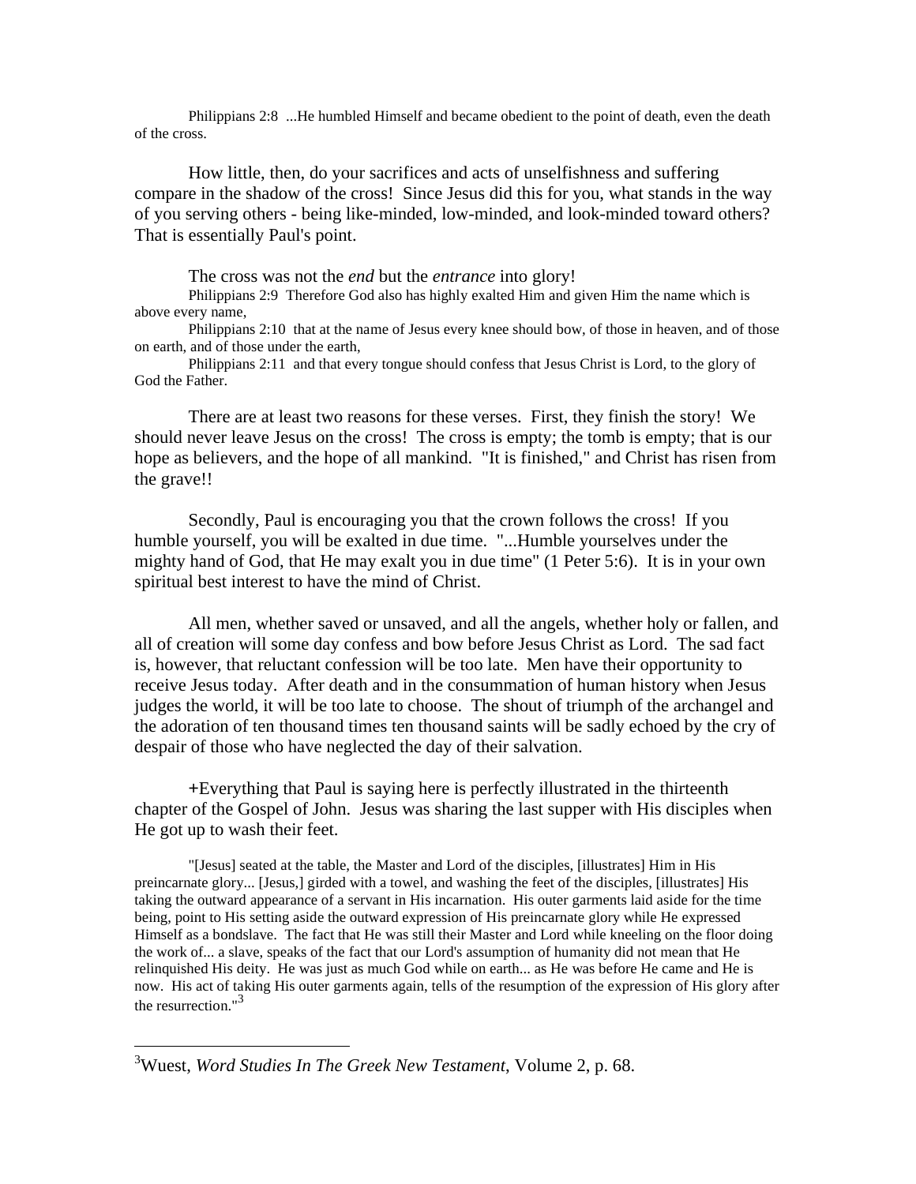Philippians 2:8 ...He humbled Himself and became obedient to the point of death, even the death of the cross.

How little, then, do your sacrifices and acts of unselfishness and suffering compare in the shadow of the cross! Since Jesus did this for you, what stands in the way of you serving others - being like-minded, low-minded, and look-minded toward others? That is essentially Paul's point.

The cross was not the *end* but the *entrance* into glory!

Philippians 2:9 Therefore God also has highly exalted Him and given Him the name which is above every name,

Philippians 2:10 that at the name of Jesus every knee should bow, of those in heaven, and of those on earth, and of those under the earth,

Philippians 2:11 and that every tongue should confess that Jesus Christ is Lord, to the glory of God the Father.

There are at least two reasons for these verses. First, they finish the story! We should never leave Jesus on the cross! The cross is empty; the tomb is empty; that is our hope as believers, and the hope of all mankind. "It is finished," and Christ has risen from the grave!!

Secondly, Paul is encouraging you that the crown follows the cross! If you humble yourself, you will be exalted in due time. "...Humble yourselves under the mighty hand of God, that He may exalt you in due time" (1 Peter 5:6). It is in your own spiritual best interest to have the mind of Christ.

All men, whether saved or unsaved, and all the angels, whether holy or fallen, and all of creation will some day confess and bow before Jesus Christ as Lord. The sad fact is, however, that reluctant confession will be too late. Men have their opportunity to receive Jesus today. After death and in the consummation of human history when Jesus judges the world, it will be too late to choose. The shout of triumph of the archangel and the adoration of ten thousand times ten thousand saints will be sadly echoed by the cry of despair of those who have neglected the day of their salvation.

+Everything that Paul is saying here is perfectly illustrated in the thirteenth chapter of the Gospel of John. Jesus was sharing the last supper with His disciples when He got up to wash their feet.

> "[Jesus] seated at the table, the Master and Lord of the disciples, [illustrates] Him in His preincarnate glory... [Jesus,] girded with a towel, and washing the feet of the disciples, [illustrates] His taking the outward appearance of a servant in His incarnation. His outer garments laid aside for the time being, point to His setting aside the outward expression of His preincarnate glory while He expressed Himself as a bondslave. The fact that He was still their Master and Lord while kneeling on the floor doing the work of... a slave, speaks of the fact that our Lord's assumption of humanity did not mean that He relinquished His deity. He was just as much God while on earth... as He was before He came and He is now. His act of taking His outer garments again, tells of the resumption of the expression of His glory after the resurrection."[3]

---

[3]Wuest, *Word Studies In The Greek New Testament*, Volume 2, p. 68.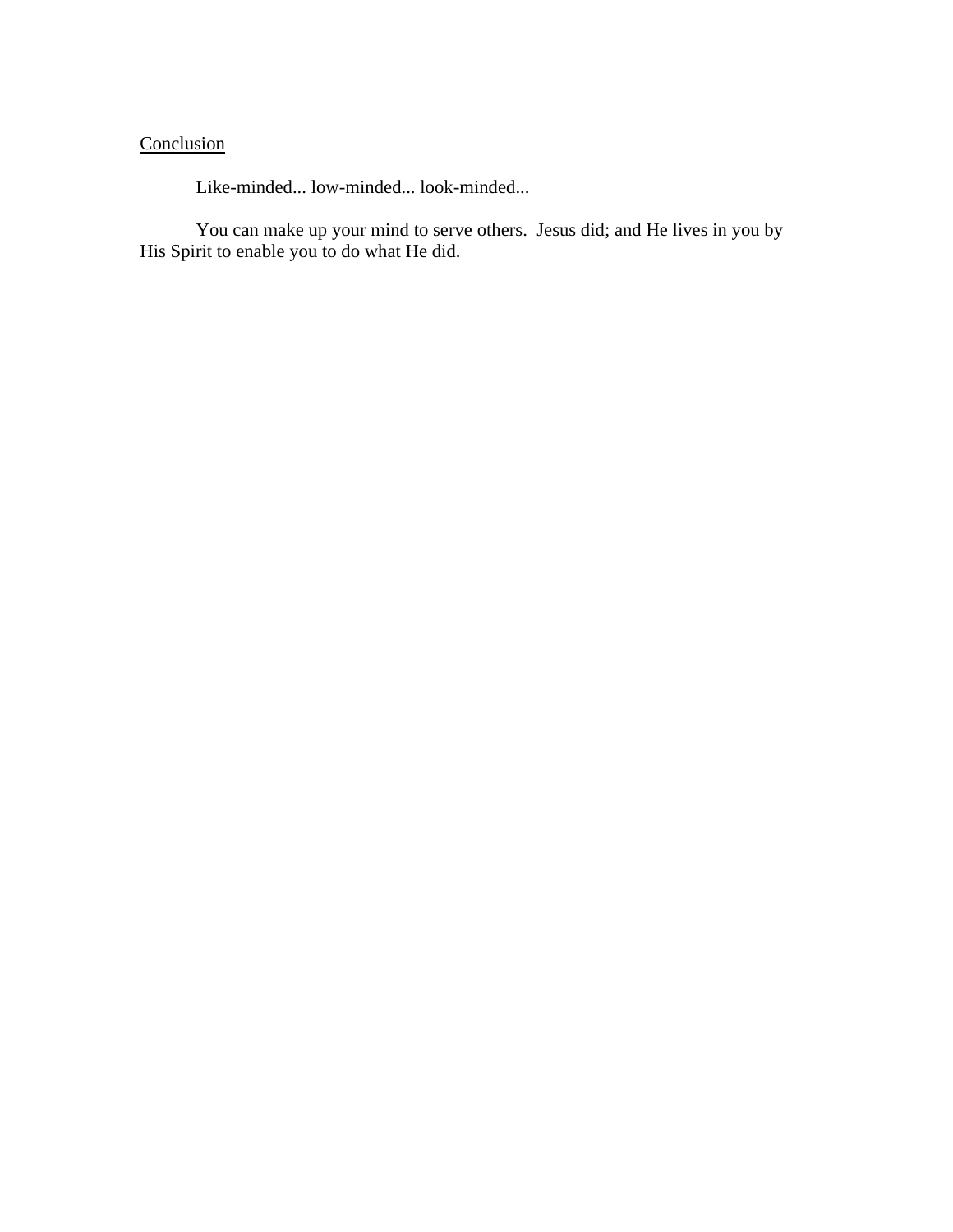<u>Conclusion</u>

Like-minded... low-minded... look-minded...

You can make up your mind to serve others. Jesus did; and He lives in you by His Spirit to enable you to do what He did.